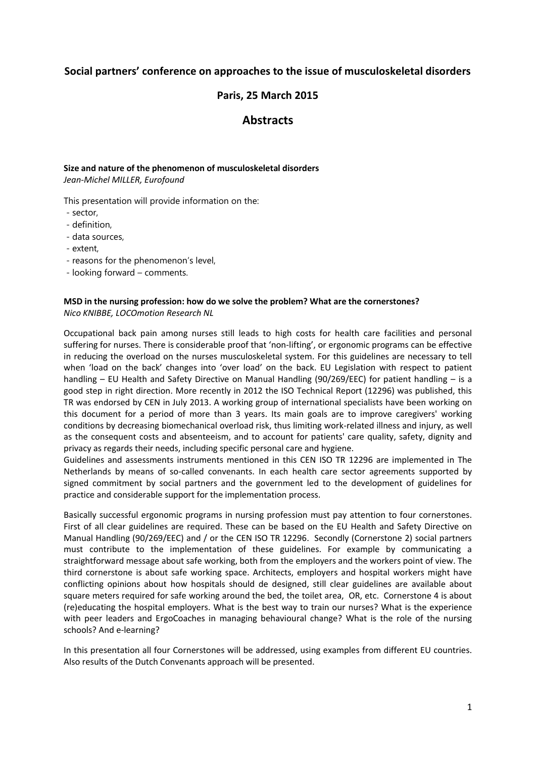# Social partners' conference on approaches to the issue of musculoskeletal disorders

## Paris, 25 March 2015

## Abstracts

**Size and nature of the phenomenon of musculoskeletal disorders**
*Jean-Michel MILLER, Eurofound*

This presentation will provide information on the:

- sector,
- definition,
- data sources,
- extent,
- reasons for the phenomenon's level,
- looking forward – comments.

**MSD in the nursing profession: how do we solve the problem? What are the cornerstones?**
*Nico KNIBBE, LOCOmotion Research NL*

Occupational back pain among nurses still leads to high costs for health care facilities and personal suffering for nurses. There is considerable proof that 'non-lifting', or ergonomic programs can be effective in reducing the overload on the nurses musculoskeletal system. For this guidelines are necessary to tell when 'load on the back' changes into 'over load' on the back. EU Legislation with respect to patient handling – EU Health and Safety Directive on Manual Handling (90/269/EEC) for patient handling – is a good step in right direction. More recently in 2012 the ISO Technical Report (12296) was published, this TR was endorsed by CEN in July 2013. A working group of international specialists have been working on this document for a period of more than 3 years. Its main goals are to improve caregivers' working conditions by decreasing biomechanical overload risk, thus limiting work-related illness and injury, as well as the consequent costs and absenteeism, and to account for patients' care quality, safety, dignity and privacy as regards their needs, including specific personal care and hygiene.
Guidelines and assessments instruments mentioned in this CEN ISO TR 12296 are implemented in The Netherlands by means of so-called convenants. In each health care sector agreements supported by signed commitment by social partners and the government led to the development of guidelines for practice and considerable support for the implementation process.

Basically successful ergonomic programs in nursing profession must pay attention to four cornerstones. First of all clear guidelines are required. These can be based on the EU Health and Safety Directive on Manual Handling (90/269/EEC) and / or the CEN ISO TR 12296. Secondly (Cornerstone 2) social partners must contribute to the implementation of these guidelines. For example by communicating a straightforward message about safe working, both from the employers and the workers point of view. The third cornerstone is about safe working space. Architects, employers and hospital workers might have conflicting opinions about how hospitals should de designed, still clear guidelines are available about square meters required for safe working around the bed, the toilet area, OR, etc. Cornerstone 4 is about (re)educating the hospital employers. What is the best way to train our nurses? What is the experience with peer leaders and ErgoCoaches in managing behavioural change? What is the role of the nursing schools? And e-learning?

In this presentation all four Cornerstones will be addressed, using examples from different EU countries. Also results of the Dutch Convenants approach will be presented.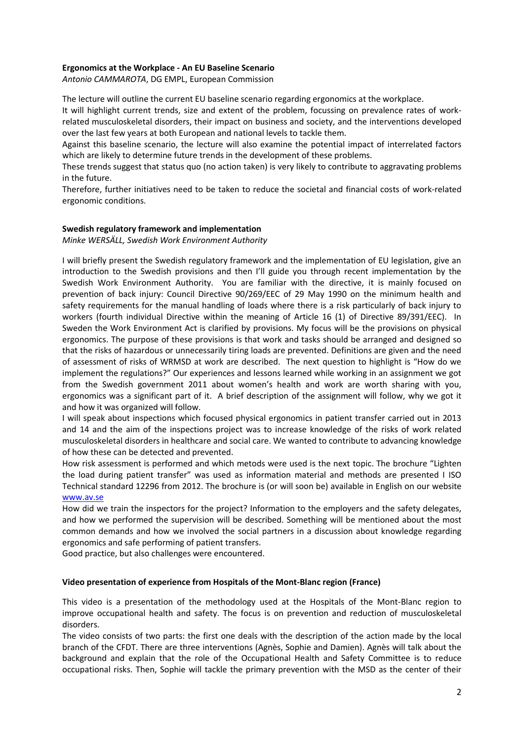**Ergonomics at the Workplace - An EU Baseline Scenario**

*Antonio CAMMAROTA*, DG EMPL, European Commission

The lecture will outline the current EU baseline scenario regarding ergonomics at the workplace.

It will highlight current trends, size and extent of the problem, focussing on prevalence rates of work-related musculoskeletal disorders, their impact on business and society, and the interventions developed over the last few years at both European and national levels to tackle them.

Against this baseline scenario, the lecture will also examine the potential impact of interrelated factors which are likely to determine future trends in the development of these problems.

These trends suggest that status quo (no action taken) is very likely to contribute to aggravating problems in the future.

Therefore, further initiatives need to be taken to reduce the societal and financial costs of work-related ergonomic conditions.

**Swedish regulatory framework and implementation**

*Minke WERSÄLL, Swedish Work Environment Authority*

I will briefly present the Swedish regulatory framework and the implementation of EU legislation, give an introduction to the Swedish provisions and then I'll guide you through recent implementation by the Swedish Work Environment Authority. You are familiar with the directive, it is mainly focused on prevention of back injury: Council Directive 90/269/EEC of 29 May 1990 on the minimum health and safety requirements for the manual handling of loads where there is a risk particularly of back injury to workers (fourth individual Directive within the meaning of Article 16 (1) of Directive 89/391/EEC). In Sweden the Work Environment Act is clarified by provisions. My focus will be the provisions on physical ergonomics. The purpose of these provisions is that work and tasks should be arranged and designed so that the risks of hazardous or unnecessarily tiring loads are prevented. Definitions are given and the need of assessment of risks of WRMSD at work are described. The next question to highlight is "How do we implement the regulations?" Our experiences and lessons learned while working in an assignment we got from the Swedish government 2011 about women's health and work are worth sharing with you, ergonomics was a significant part of it. A brief description of the assignment will follow, why we got it and how it was organized will follow.

I will speak about inspections which focused physical ergonomics in patient transfer carried out in 2013 and 14 and the aim of the inspections project was to increase knowledge of the risks of work related musculoskeletal disorders in healthcare and social care. We wanted to contribute to advancing knowledge of how these can be detected and prevented.

How risk assessment is performed and which metods were used is the next topic. The brochure "Lighten the load during patient transfer" was used as information material and methods are presented I ISO Technical standard 12296 from 2012. The brochure is (or will soon be) available in English on our website www.av.se

How did we train the inspectors for the project? Information to the employers and the safety delegates, and how we performed the supervision will be described. Something will be mentioned about the most common demands and how we involved the social partners in a discussion about knowledge regarding ergonomics and safe performing of patient transfers.

Good practice, but also challenges were encountered.

**Video presentation of experience from Hospitals of the Mont-Blanc region (France)**

This video is a presentation of the methodology used at the Hospitals of the Mont-Blanc region to improve occupational health and safety. The focus is on prevention and reduction of musculoskeletal disorders.

The video consists of two parts: the first one deals with the description of the action made by the local branch of the CFDT. There are three interventions (Agnès, Sophie and Damien). Agnès will talk about the background and explain that the role of the Occupational Health and Safety Committee is to reduce occupational risks. Then, Sophie will tackle the primary prevention with the MSD as the center of their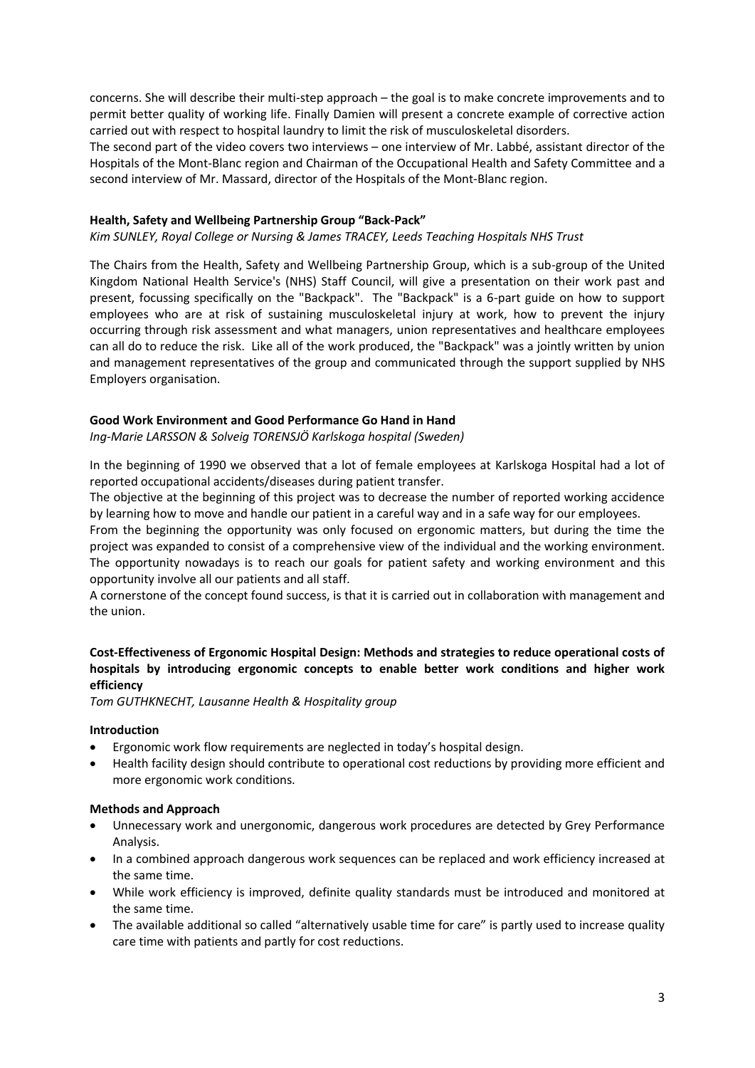concerns. She will describe their multi-step approach – the goal is to make concrete improvements and to permit better quality of working life. Finally Damien will present a concrete example of corrective action carried out with respect to hospital laundry to limit the risk of musculoskeletal disorders.
The second part of the video covers two interviews – one interview of Mr. Labbé, assistant director of the Hospitals of the Mont-Blanc region and Chairman of the Occupational Health and Safety Committee and a second interview of Mr. Massard, director of the Hospitals of the Mont-Blanc region.

**Health, Safety and Wellbeing Partnership Group "Back-Pack"**
*Kim SUNLEY, Royal College or Nursing & James TRACEY, Leeds Teaching Hospitals NHS Trust*

The Chairs from the Health, Safety and Wellbeing Partnership Group, which is a sub-group of the United Kingdom National Health Service's (NHS) Staff Council, will give a presentation on their work past and present, focussing specifically on the "Backpack". The "Backpack" is a 6-part guide on how to support employees who are at risk of sustaining musculoskeletal injury at work, how to prevent the injury occurring through risk assessment and what managers, union representatives and healthcare employees can all do to reduce the risk. Like all of the work produced, the "Backpack" was a jointly written by union and management representatives of the group and communicated through the support supplied by NHS Employers organisation.

**Good Work Environment and Good Performance Go Hand in Hand**
*Ing-Marie LARSSON & Solveig TORENSJÖ Karlskoga hospital (Sweden)*

In the beginning of 1990 we observed that a lot of female employees at Karlskoga Hospital had a lot of reported occupational accidents/diseases during patient transfer.
The objective at the beginning of this project was to decrease the number of reported working accidence by learning how to move and handle our patient in a careful way and in a safe way for our employees.
From the beginning the opportunity was only focused on ergonomic matters, but during the time the project was expanded to consist of a comprehensive view of the individual and the working environment. The opportunity nowadays is to reach our goals for patient safety and working environment and this opportunity involve all our patients and all staff.
A cornerstone of the concept found success, is that it is carried out in collaboration with management and the union.

**Cost-Effectiveness of Ergonomic Hospital Design: Methods and strategies to reduce operational costs of hospitals by introducing ergonomic concepts to enable better work conditions and higher work efficiency**
*Tom GUTHKNECHT, Lausanne Health & Hospitality group*

**Introduction**

- Ergonomic work flow requirements are neglected in today's hospital design.
- Health facility design should contribute to operational cost reductions by providing more efficient and more ergonomic work conditions.

**Methods and Approach**

- Unnecessary work and unergonomic, dangerous work procedures are detected by Grey Performance Analysis.
- In a combined approach dangerous work sequences can be replaced and work efficiency increased at the same time.
- While work efficiency is improved, definite quality standards must be introduced and monitored at the same time.
- The available additional so called "alternatively usable time for care" is partly used to increase quality care time with patients and partly for cost reductions.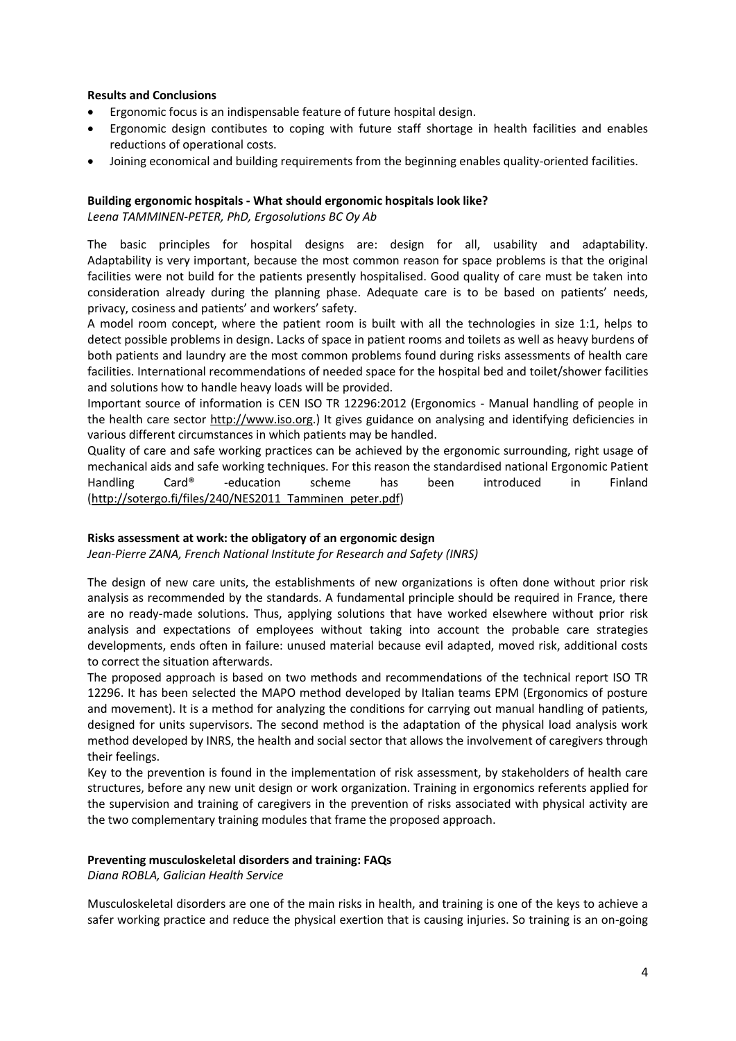**Results and Conclusions**

- Ergonomic focus is an indispensable feature of future hospital design.
- Ergonomic design contibutes to coping with future staff shortage in health facilities and enables reductions of operational costs.
- Joining economical and building requirements from the beginning enables quality-oriented facilities.

**Building ergonomic hospitals - What should ergonomic hospitals look like?**

*Leena TAMMINEN-PETER, PhD, Ergosolutions BC Oy Ab*

The basic principles for hospital designs are: design for all, usability and adaptability. Adaptability is very important, because the most common reason for space problems is that the original facilities were not build for the patients presently hospitalised. Good quality of care must be taken into consideration already during the planning phase. Adequate care is to be based on patients' needs, privacy, cosiness and patients' and workers' safety.

A model room concept, where the patient room is built with all the technologies in size 1:1, helps to detect possible problems in design. Lacks of space in patient rooms and toilets as well as heavy burdens of both patients and laundry are the most common problems found during risks assessments of health care facilities. International recommendations of needed space for the hospital bed and toilet/shower facilities and solutions how to handle heavy loads will be provided.

Important source of information is CEN ISO TR 12296:2012 (Ergonomics - Manual handling of people in the health care sector http://www.iso.org.) It gives guidance on analysing and identifying deficiencies in various different circumstances in which patients may be handled.

Quality of care and safe working practices can be achieved by the ergonomic surrounding, right usage of mechanical aids and safe working techniques. For this reason the standardised national Ergonomic Patient Handling Card® -education scheme has been introduced in Finland (http://sotergo.fi/files/240/NES2011_Tamminen_peter.pdf)

**Risks assessment at work: the obligatory of an ergonomic design**

*Jean-Pierre ZANA, French National Institute for Research and Safety (INRS)*

The design of new care units, the establishments of new organizations is often done without prior risk analysis as recommended by the standards. A fundamental principle should be required in France, there are no ready-made solutions. Thus, applying solutions that have worked elsewhere without prior risk analysis and expectations of employees without taking into account the probable care strategies developments, ends often in failure: unused material because evil adapted, moved risk, additional costs to correct the situation afterwards.

The proposed approach is based on two methods and recommendations of the technical report ISO TR 12296. It has been selected the MAPO method developed by Italian teams EPM (Ergonomics of posture and movement). It is a method for analyzing the conditions for carrying out manual handling of patients, designed for units supervisors. The second method is the adaptation of the physical load analysis work method developed by INRS, the health and social sector that allows the involvement of caregivers through their feelings.

Key to the prevention is found in the implementation of risk assessment, by stakeholders of health care structures, before any new unit design or work organization. Training in ergonomics referents applied for the supervision and training of caregivers in the prevention of risks associated with physical activity are the two complementary training modules that frame the proposed approach.

**Preventing musculoskeletal disorders and training: FAQs**

*Diana ROBLA, Galician Health Service*

Musculoskeletal disorders are one of the main risks in health, and training is one of the keys to achieve a safer working practice and reduce the physical exertion that is causing injuries. So training is an on-going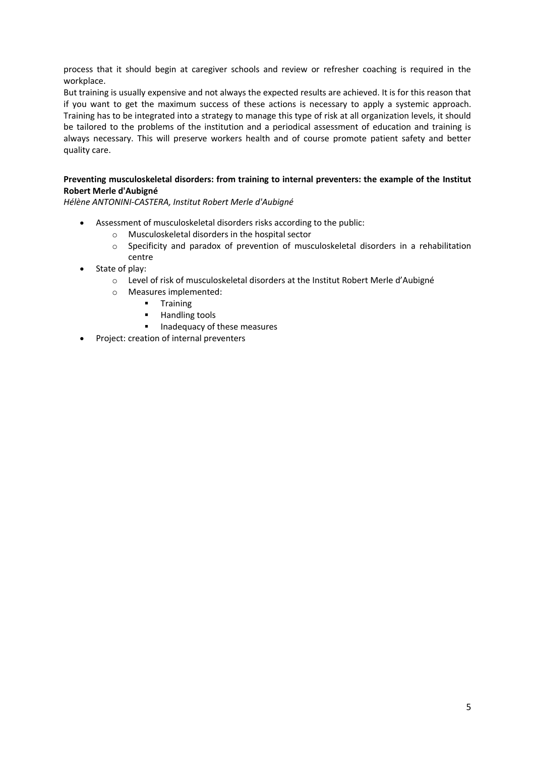process that it should begin at caregiver schools and review or refresher coaching is required in the workplace.

But training is usually expensive and not always the expected results are achieved. It is for this reason that if you want to get the maximum success of these actions is necessary to apply a systemic approach. Training has to be integrated into a strategy to manage this type of risk at all organization levels, it should be tailored to the problems of the institution and a periodical assessment of education and training is always necessary. This will preserve workers health and of course promote patient safety and better quality care.

**Preventing musculoskeletal disorders: from training to internal preventers: the example of the Institut Robert Merle d'Aubigné**

*Hélène ANTONINI-CASTERA, Institut Robert Merle d'Aubigné*

- Assessment of musculoskeletal disorders risks according to the public:
  - Musculoskeletal disorders in the hospital sector
  - Specificity and paradox of prevention of musculoskeletal disorders in a rehabilitation centre
- State of play:
  - Level of risk of musculoskeletal disorders at the Institut Robert Merle d'Aubigné
  - Measures implemented:
    - Training
    - Handling tools
    - Inadequacy of these measures
- Project: creation of internal preventers